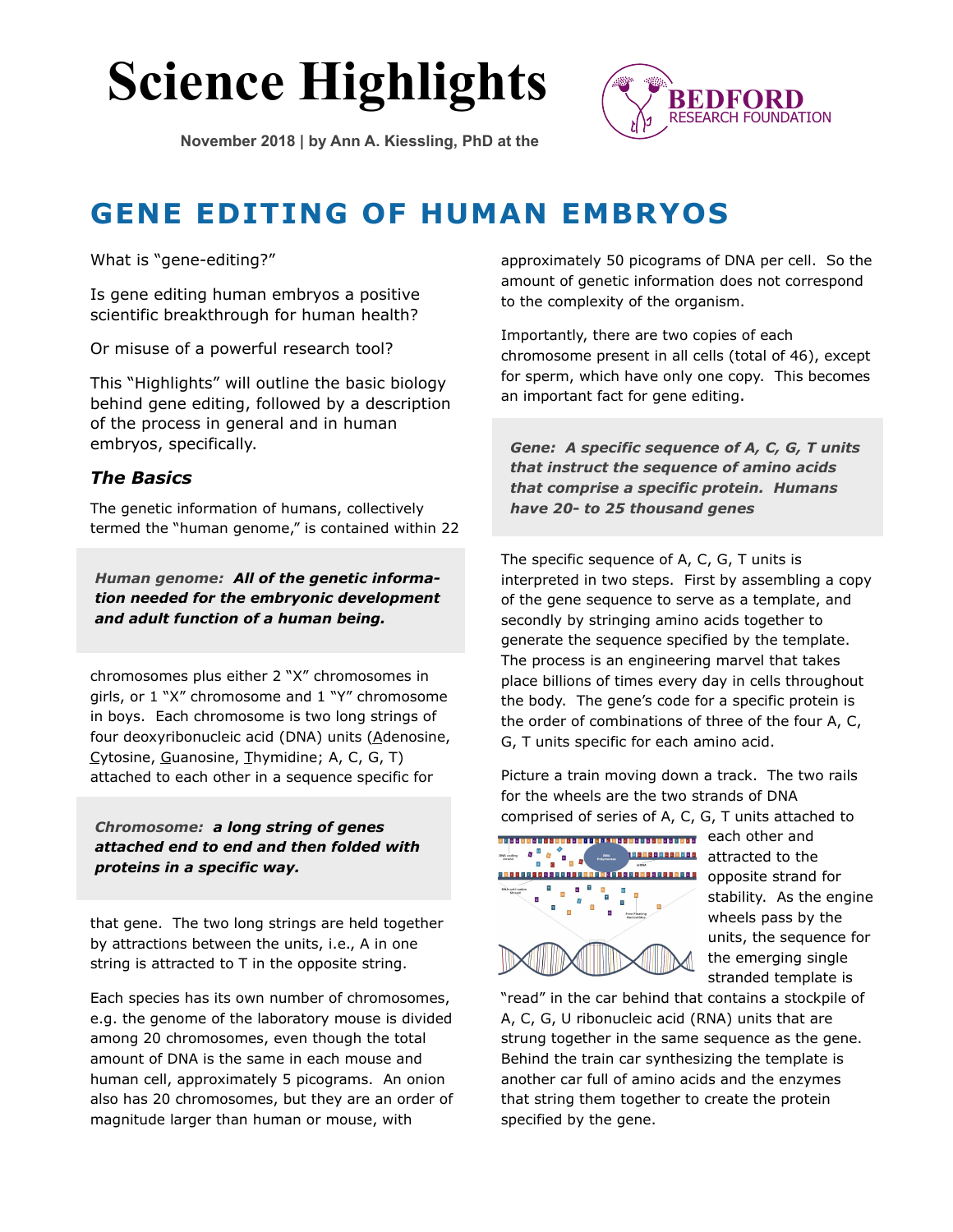# Science Highlights

**November 2018 | by Ann A. Kiessling, PhD at the**

BEDFORD RESEARCH FOUNDATION

## GENE EDITING OF HUMAN EMBRYOS

What is "gene-editing?"

Is gene editing human embryos a positive scientific breakthrough for human health?

Or misuse of a powerful research tool?

This "Highlights" will outline the basic biology behind gene editing, followed by a description of the process in general and in human embryos, specifically.

### *The Basics*

The genetic information of humans, collectively termed the "human genome," is contained within 22 chromosomes plus either 2 "X" chromosomes in girls, or 1 "X" chromosome and 1 "Y" chromosome in boys. Each chromosome is two long strings of four deoxyribonucleic acid (DNA) units (Adenosine, Cytosine, Guanosine, Thymidine; A, C, G, T) attached to each other in a sequence specific for that gene. The two long strings are held together by attractions between the units, i.e., A in one string is attracted to T in the opposite string.

> ***Human genome:*** ***All of the genetic information needed for the embryonic development and adult function of a human being.***

> ***Chromosome:*** ***a long string of genes attached end to end and then folded with proteins in a specific way.***

Each species has its own number of chromosomes, e.g. the genome of the laboratory mouse is divided among 20 chromosomes, even though the total amount of DNA is the same in each mouse and human cell, approximately 5 picograms. An onion also has 20 chromosomes, but they are an order of magnitude larger than human or mouse, with approximately 50 picograms of DNA per cell. So the amount of genetic information does not correspond to the complexity of the organism.

Importantly, there are two copies of each chromosome present in all cells (total of 46), except for sperm, which have only one copy. This becomes an important fact for gene editing.

> ***Gene:*** ***A specific sequence of A, C, G, T units that instruct the sequence of amino acids that comprise a specific protein. Humans have 20- to 25 thousand genes***

The specific sequence of A, C, G, T units is interpreted in two steps. First by assembling a copy of the gene sequence to serve as a template, and secondly by stringing amino acids together to generate the sequence specified by the template. The process is an engineering marvel that takes place billions of times every day in cells throughout the body. The gene's code for a specific protein is the order of combinations of three of the four A, C, G, T units specific for each amino acid.

Picture a train moving down a track. The two rails for the wheels are the two strands of DNA comprised of series of A, C, G, T units attached to each other and attracted to the opposite strand for stability. As the engine wheels pass by the units, the sequence for the emerging single stranded template is "read" in the car behind that contains a stockpile of A, C, G, U ribonucleic acid (RNA) units that are strung together in the same sequence as the gene. Behind the train car synthesizing the template is another car full of amino acids and the enzymes that string them together to create the protein specified by the gene.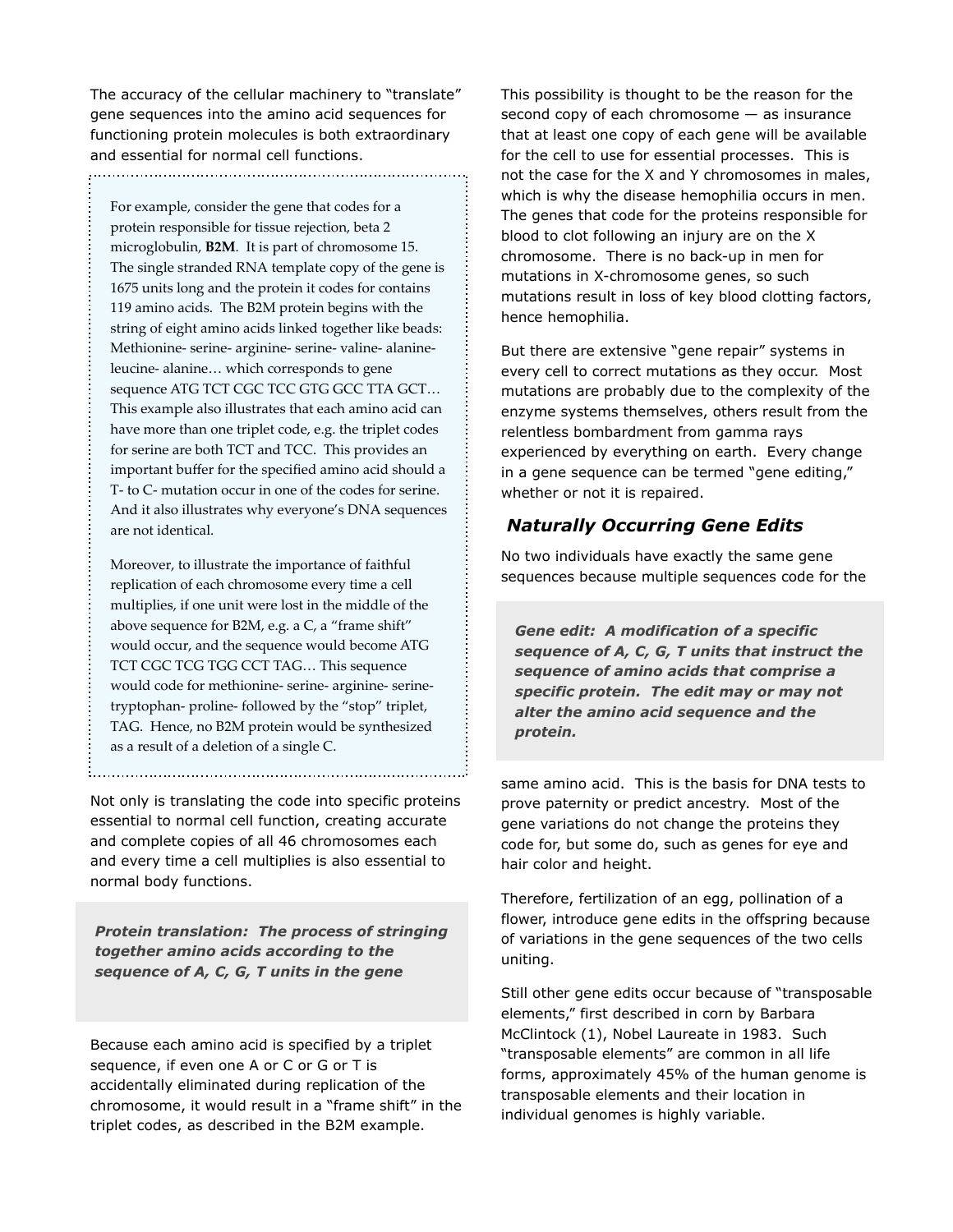The accuracy of the cellular machinery to "translate" gene sequences into the amino acid sequences for functioning protein molecules is both extraordinary and essential for normal cell functions.

> For example, consider the gene that codes for a protein responsible for tissue rejection, beta 2 microglobulin, **B2M**. It is part of chromosome 15. The single stranded RNA template copy of the gene is 1675 units long and the protein it codes for contains 119 amino acids. The B2M protein begins with the string of eight amino acids linked together like beads: Methionine- serine- arginine- serine- valine- alanine- leucine- alanine… which corresponds to gene sequence ATG TCT CGC TCC GTG GCC TTA GCT… This example also illustrates that each amino acid can have more than one triplet code, e.g. the triplet codes for serine are both TCT and TCC. This provides an important buffer for the specified amino acid should a T- to C- mutation occur in one of the codes for serine. And it also illustrates why everyone's DNA sequences are not identical.
>
> Moreover, to illustrate the importance of faithful replication of each chromosome every time a cell multiplies, if one unit were lost in the middle of the above sequence for B2M, e.g. a C, a "frame shift" would occur, and the sequence would become ATG TCT CGC TCG TGG CCT TAG… This sequence would code for methionine- serine- arginine- serine- tryptophan- proline- followed by the "stop" triplet, TAG. Hence, no B2M protein would be synthesized as a result of a deletion of a single C.

Not only is translating the code into specific proteins essential to normal cell function, creating accurate and complete copies of all 46 chromosomes each and every time a cell multiplies is also essential to normal body functions.

> ***Protein translation: The process of stringing together amino acids according to the sequence of A, C, G, T units in the gene***

Because each amino acid is specified by a triplet sequence, if even one A or C or G or T is accidentally eliminated during replication of the chromosome, it would result in a "frame shift" in the triplet codes, as described in the B2M example.

This possibility is thought to be the reason for the second copy of each chromosome — as insurance that at least one copy of each gene will be available for the cell to use for essential processes. This is not the case for the X and Y chromosomes in males, which is why the disease hemophilia occurs in men. The genes that code for the proteins responsible for blood to clot following an injury are on the X chromosome. There is no back-up in men for mutations in X-chromosome genes, so such mutations result in loss of key blood clotting factors, hence hemophilia.

But there are extensive "gene repair" systems in every cell to correct mutations as they occur. Most mutations are probably due to the complexity of the enzyme systems themselves, others result from the relentless bombardment from gamma rays experienced by everything on earth. Every change in a gene sequence can be termed "gene editing," whether or not it is repaired.

## *Naturally Occurring Gene Edits*

No two individuals have exactly the same gene sequences because multiple sequences code for the same amino acid. This is the basis for DNA tests to prove paternity or predict ancestry. Most of the gene variations do not change the proteins they code for, but some do, such as genes for eye and hair color and height.

> ***Gene edit: A modification of a specific sequence of A, C, G, T units that instruct the sequence of amino acids that comprise a specific protein. The edit may or may not alter the amino acid sequence and the protein.***

Therefore, fertilization of an egg, pollination of a flower, introduce gene edits in the offspring because of variations in the gene sequences of the two cells uniting.

Still other gene edits occur because of "transposable elements," first described in corn by Barbara McClintock (1), Nobel Laureate in 1983. Such "transposable elements" are common in all life forms, approximately 45% of the human genome is transposable elements and their location in individual genomes is highly variable.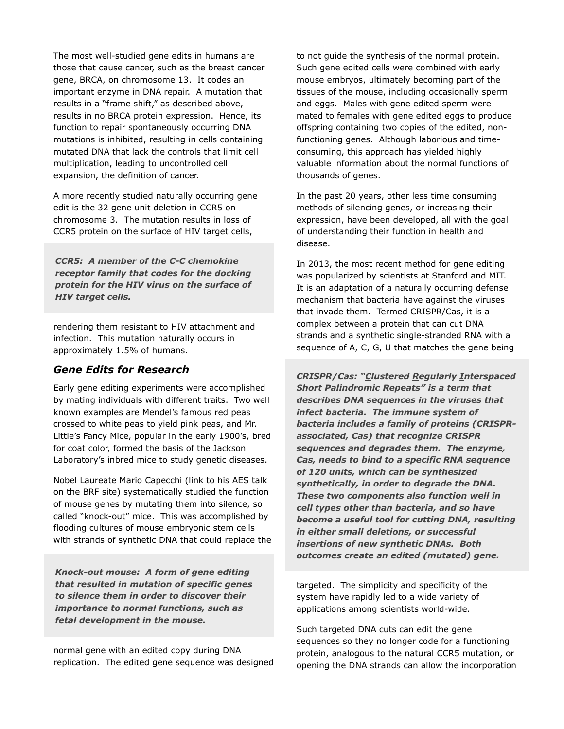The most well-studied gene edits in humans are those that cause cancer, such as the breast cancer gene, BRCA, on chromosome 13. It codes an important enzyme in DNA repair. A mutation that results in a "frame shift," as described above, results in no BRCA protein expression. Hence, its function to repair spontaneously occurring DNA mutations is inhibited, resulting in cells containing mutated DNA that lack the controls that limit cell multiplication, leading to uncontrolled cell expansion, the definition of cancer.

A more recently studied naturally occurring gene edit is the 32 gene unit deletion in CCR5 on chromosome 3. The mutation results in loss of CCR5 protein on the surface of HIV target cells, rendering them resistant to HIV attachment and infection. This mutation naturally occurs in approximately 1.5% of humans.

> ***CCR5: A member of the C-C chemokine receptor family that codes for the docking protein for the HIV virus on the surface of HIV target cells.***

## *Gene Edits for Research*

Early gene editing experiments were accomplished by mating individuals with different traits. Two well known examples are Mendel's famous red peas crossed to white peas to yield pink peas, and Mr. Little's Fancy Mice, popular in the early 1900's, bred for coat color, formed the basis of the Jackson Laboratory's inbred mice to study genetic diseases.

Nobel Laureate Mario Capecchi (link to his AES talk on the BRF site) systematically studied the function of mouse genes by mutating them into silence, so called "knock-out" mice. This was accomplished by flooding cultures of mouse embryonic stem cells with strands of synthetic DNA that could replace the normal gene with an edited copy during DNA replication. The edited gene sequence was designed to not guide the synthesis of the normal protein. Such gene edited cells were combined with early mouse embryos, ultimately becoming part of the tissues of the mouse, including occasionally sperm and eggs. Males with gene edited sperm were mated to females with gene edited eggs to produce offspring containing two copies of the edited, non-functioning genes. Although laborious and time-consuming, this approach has yielded highly valuable information about the normal functions of thousands of genes.

> ***Knock-out mouse: A form of gene editing that resulted in mutation of specific genes to silence them in order to discover their importance to normal functions, such as fetal development in the mouse.***

In the past 20 years, other less time consuming methods of silencing genes, or increasing their expression, have been developed, all with the goal of understanding their function in health and disease.

In 2013, the most recent method for gene editing was popularized by scientists at Stanford and MIT. It is an adaptation of a naturally occurring defense mechanism that bacteria have against the viruses that invade them. Termed CRISPR/Cas, it is a complex between a protein that can cut DNA strands and a synthetic single-stranded RNA with a sequence of A, C, G, U that matches the gene being targeted. The simplicity and specificity of the system have rapidly led to a wide variety of applications among scientists world-wide.

> ***CRISPR/Cas: "Clustered Regularly Interspaced Short Palindromic Repeats" is a term that describes DNA sequences in the viruses that infect bacteria. The immune system of bacteria includes a family of proteins (CRISPR-associated, Cas) that recognize CRISPR sequences and degrades them. The enzyme, Cas, needs to bind to a specific RNA sequence of 120 units, which can be synthesized synthetically, in order to degrade the DNA. These two components also function well in cell types other than bacteria, and so have become a useful tool for cutting DNA, resulting in either small deletions, or successful insertions of new synthetic DNAs. Both outcomes create an edited (mutated) gene.***

Such targeted DNA cuts can edit the gene sequences so they no longer code for a functioning protein, analogous to the natural CCR5 mutation, or opening the DNA strands can allow the incorporation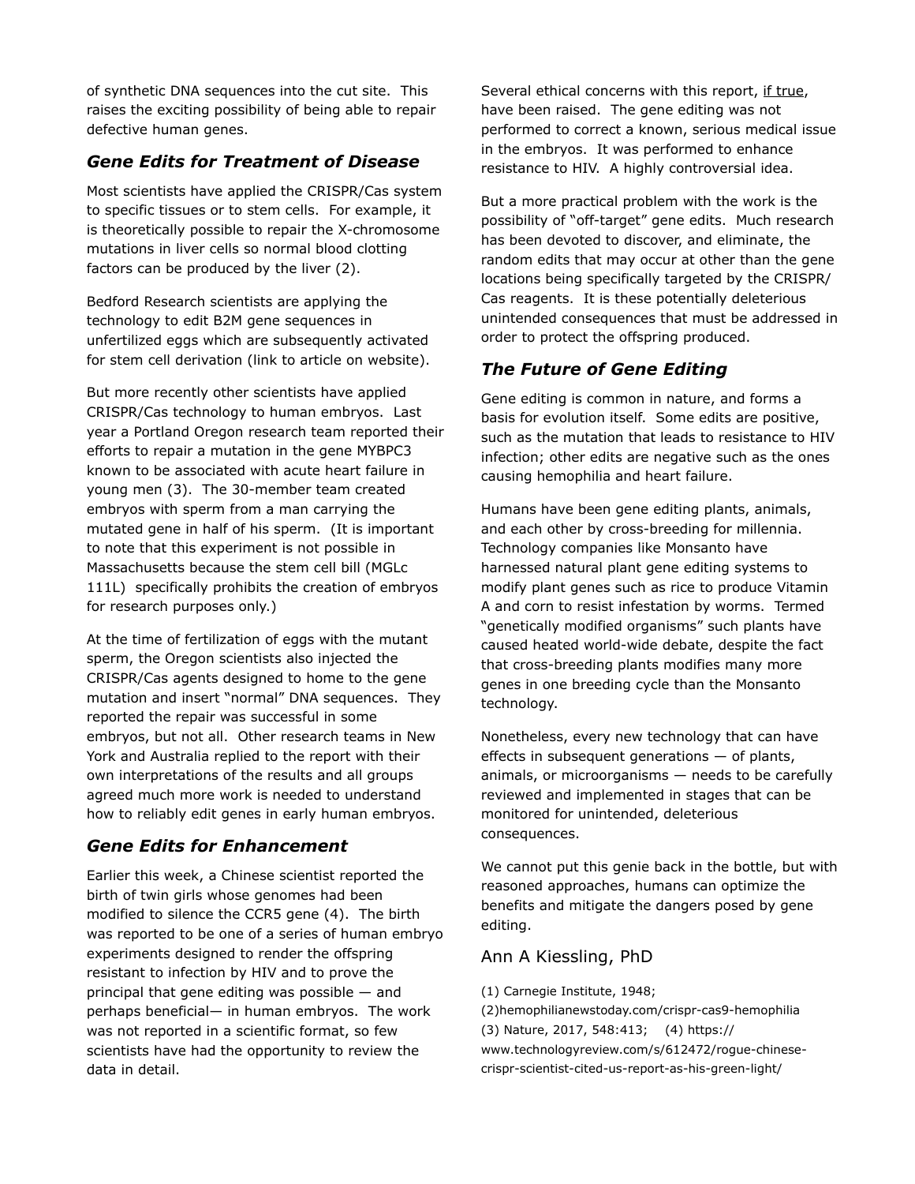of synthetic DNA sequences into the cut site. This raises the exciting possibility of being able to repair defective human genes.

### *Gene Edits for Treatment of Disease*

Most scientists have applied the CRISPR/Cas system to specific tissues or to stem cells. For example, it is theoretically possible to repair the X-chromosome mutations in liver cells so normal blood clotting factors can be produced by the liver (2).

Bedford Research scientists are applying the technology to edit B2M gene sequences in unfertilized eggs which are subsequently activated for stem cell derivation (link to article on website).

But more recently other scientists have applied CRISPR/Cas technology to human embryos. Last year a Portland Oregon research team reported their efforts to repair a mutation in the gene MYBPC3 known to be associated with acute heart failure in young men (3). The 30-member team created embryos with sperm from a man carrying the mutated gene in half of his sperm. (It is important to note that this experiment is not possible in Massachusetts because the stem cell bill (MGLc 111L) specifically prohibits the creation of embryos for research purposes only.)

At the time of fertilization of eggs with the mutant sperm, the Oregon scientists also injected the CRISPR/Cas agents designed to home to the gene mutation and insert "normal" DNA sequences. They reported the repair was successful in some embryos, but not all. Other research teams in New York and Australia replied to the report with their own interpretations of the results and all groups agreed much more work is needed to understand how to reliably edit genes in early human embryos.

### *Gene Edits for Enhancement*

Earlier this week, a Chinese scientist reported the birth of twin girls whose genomes had been modified to silence the CCR5 gene (4). The birth was reported to be one of a series of human embryo experiments designed to render the offspring resistant to infection by HIV and to prove the principal that gene editing was possible — and perhaps beneficial— in human embryos. The work was not reported in a scientific format, so few scientists have had the opportunity to review the data in detail.

Several ethical concerns with this report, if true, have been raised. The gene editing was not performed to correct a known, serious medical issue in the embryos. It was performed to enhance resistance to HIV. A highly controversial idea.

But a more practical problem with the work is the possibility of "off-target" gene edits. Much research has been devoted to discover, and eliminate, the random edits that may occur at other than the gene locations being specifically targeted by the CRISPR/Cas reagents. It is these potentially deleterious unintended consequences that must be addressed in order to protect the offspring produced.

### *The Future of Gene Editing*

Gene editing is common in nature, and forms a basis for evolution itself. Some edits are positive, such as the mutation that leads to resistance to HIV infection; other edits are negative such as the ones causing hemophilia and heart failure.

Humans have been gene editing plants, animals, and each other by cross-breeding for millennia. Technology companies like Monsanto have harnessed natural plant gene editing systems to modify plant genes such as rice to produce Vitamin A and corn to resist infestation by worms. Termed "genetically modified organisms" such plants have caused heated world-wide debate, despite the fact that cross-breeding plants modifies many more genes in one breeding cycle than the Monsanto technology.

Nonetheless, every new technology that can have effects in subsequent generations — of plants, animals, or microorganisms — needs to be carefully reviewed and implemented in stages that can be monitored for unintended, deleterious consequences.

We cannot put this genie back in the bottle, but with reasoned approaches, humans can optimize the benefits and mitigate the dangers posed by gene editing.

Ann A Kiessling, PhD

(1) Carnegie Institute, 1948;
(2)hemophilianewstoday.com/crispr-cas9-hemophilia
(3) Nature, 2017, 548:413; (4) https://www.technologyreview.com/s/612472/rogue-chinese-crispr-scientist-cited-us-report-as-his-green-light/